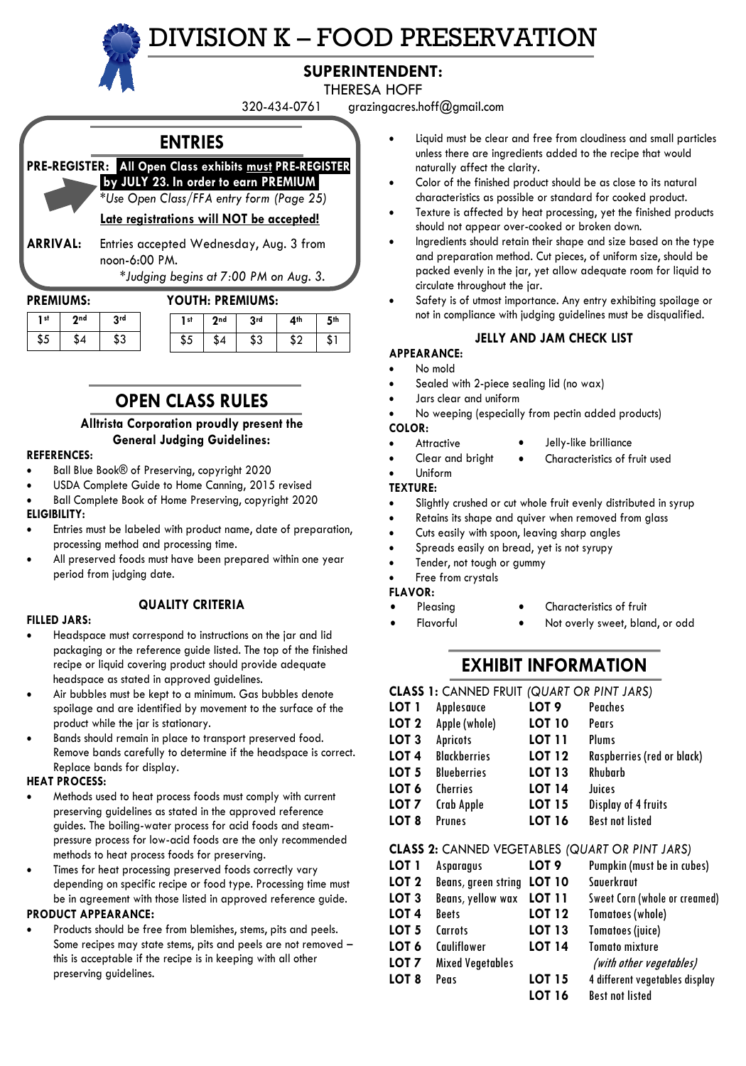# DIVISION K – FOOD PRESERVATION

## SUPERINTENDENT:

THERESA HOFF

320-434-0761 grazingacres.hoff@gmail.com

## ENTRIES

**PRE-REGISTER:** **All Open Class exhibits <u>must</u> PRE-REGISTER by JULY 23. In order to earn PREMIUM**

*\*Use Open Class/FFA entry form (Page 25)*

**<u>Late registrations will NOT be accepted!</u>**

**ARRIVAL:** Entries accepted Wednesday, Aug. 3 from noon-6:00 PM.

*\*Judging begins at 7:00 PM on Aug. 3.*

**PREMIUMS:**

| 1st | 2nd | 3rd |
|---|---|---|
| $5 | $4 | $3 |

**YOUTH: PREMIUMS:**

| 1st | 2nd | 3rd | 4th | 5th |
|---|---|---|---|---|
| $5 | $4 | $3 | $2 | $1 |

## OPEN CLASS RULES

**Alltrista Corporation proudly present the General Judging Guidelines:**

**REFERENCES:**

- Ball Blue Book® of Preserving, copyright 2020
- USDA Complete Guide to Home Canning, 2015 revised
- Ball Complete Book of Home Preserving, copyright 2020

**ELIGIBILITY:**

- Entries must be labeled with product name, date of preparation, processing method and processing time.
- All preserved foods must have been prepared within one year period from judging date.

### QUALITY CRITERIA

**FILLED JARS:**

- Headspace must correspond to instructions on the jar and lid packaging or the reference guide listed. The top of the finished recipe or liquid covering product should provide adequate headspace as stated in approved guidelines.
- Air bubbles must be kept to a minimum. Gas bubbles denote spoilage and are identified by movement to the surface of the product while the jar is stationary.
- Bands should remain in place to transport preserved food. Remove bands carefully to determine if the headspace is correct. Replace bands for display.

**HEAT PROCESS:**

- Methods used to heat process foods must comply with current preserving guidelines as stated in the approved reference guides. The boiling-water process for acid foods and steam-pressure process for low-acid foods are the only recommended methods to heat process foods for preserving.
- Times for heat processing preserved foods correctly vary depending on specific recipe or food type. Processing time must be in agreement with those listed in approved reference guide.

**PRODUCT APPEARANCE:**

- Products should be free from blemishes, stems, pits and peels. Some recipes may state stems, pits and peels are not removed – this is acceptable if the recipe is in keeping with all other preserving guidelines.
- Liquid must be clear and free from cloudiness and small particles unless there are ingredients added to the recipe that would naturally affect the clarity.
- Color of the finished product should be as close to its natural characteristics as possible or standard for cooked product.
- Texture is affected by heat processing, yet the finished products should not appear over-cooked or broken down.
- Ingredients should retain their shape and size based on the type and preparation method. Cut pieces, of uniform size, should be packed evenly in the jar, yet allow adequate room for liquid to circulate throughout the jar.
- Safety is of utmost importance. Any entry exhibiting spoilage or not in compliance with judging guidelines must be disqualified.

### JELLY AND JAM CHECK LIST

**APPEARANCE:**

- No mold
- Sealed with 2-piece sealing lid (no wax)
- Jars clear and uniform
- No weeping (especially from pectin added products)

**COLOR:**

- Attractive
- Jelly-like brilliance
- Clear and bright
- Characteristics of fruit used
- Uniform

**TEXTURE:**

- Slightly crushed or cut whole fruit evenly distributed in syrup
- Retains its shape and quiver when removed from glass
- Cuts easily with spoon, leaving sharp angles
- Spreads easily on bread, yet is not syrupy
- Tender, not tough or gummy
- Free from crystals

**FLAVOR:**

- Pleasing
- Characteristics of fruit
- Flavorful
- Not overly sweet, bland, or odd

## EXHIBIT INFORMATION

**CLASS 1:** CANNED FRUIT *(QUART OR PINT JARS)*

| | | | |
|---|---|---|---|
| **LOT 1** | Applesauce | **LOT 9** | Peaches |
| **LOT 2** | Apple (whole) | **LOT 10** | Pears |
| **LOT 3** | Apricots | **LOT 11** | Plums |
| **LOT 4** | Blackberries | **LOT 12** | Raspberries (red or black) |
| **LOT 5** | Blueberries | **LOT 13** | Rhubarb |
| **LOT 6** | Cherries | **LOT 14** | Juices |
| **LOT 7** | Crab Apple | **LOT 15** | Display of 4 fruits |
| **LOT 8** | Prunes | **LOT 16** | Best not listed |

**CLASS 2:** CANNED VEGETABLES *(QUART OR PINT JARS)*

| | | | |
|---|---|---|---|
| **LOT 1** | Asparagus | **LOT 9** | Pumpkin (must be in cubes) |
| **LOT 2** | Beans, green string | **LOT 10** | Sauerkraut |
| **LOT 3** | Beans, yellow wax | **LOT 11** | Sweet Corn (whole or creamed) |
| **LOT 4** | Beets | **LOT 12** | Tomatoes (whole) |
| **LOT 5** | Carrots | **LOT 13** | Tomatoes (juice) |
| **LOT 6** | Cauliflower | **LOT 14** | Tomato mixture *(with other vegetables)* |
| **LOT 7** | Mixed Vegetables | | |
| **LOT 8** | Peas | **LOT 15** | 4 different vegetables display |
| | | **LOT 16** | Best not listed |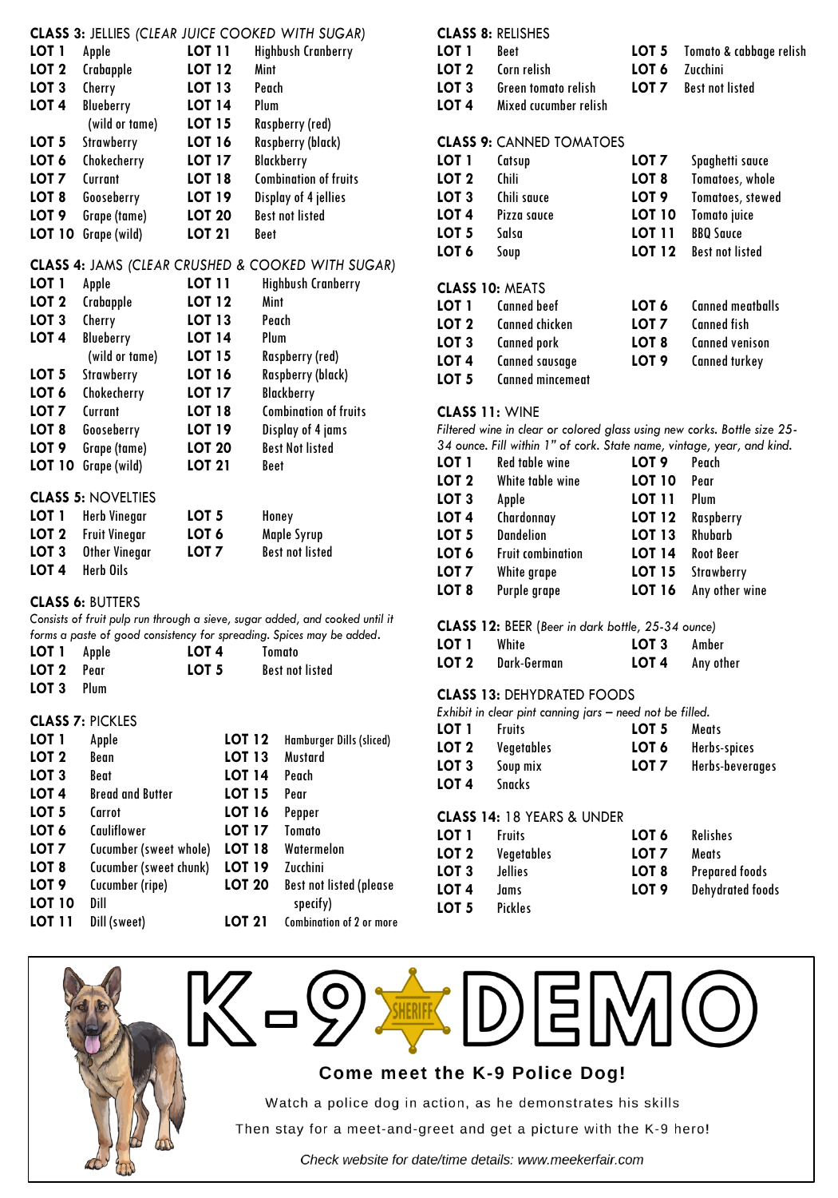**CLASS 3:** JELLIES *(CLEAR JUICE COOKED WITH SUGAR)*

| | | | |
|---|---|---|---|
| **LOT 1** | Apple | **LOT 11** | Highbush Cranberry |
| **LOT 2** | Crabapple | **LOT 12** | Mint |
| **LOT 3** | Cherry | **LOT 13** | Peach |
| **LOT 4** | Blueberry (wild or tame) | **LOT 14** | Plum |
| | | **LOT 15** | Raspberry (red) |
| **LOT 5** | Strawberry | **LOT 16** | Raspberry (black) |
| **LOT 6** | Chokecherry | **LOT 17** | Blackberry |
| **LOT 7** | Currant | **LOT 18** | Combination of fruits |
| **LOT 8** | Gooseberry | **LOT 19** | Display of 4 jellies |
| **LOT 9** | Grape (tame) | **LOT 20** | Best not listed |
| **LOT 10** | Grape (wild) | **LOT 21** | Beet |

**CLASS 4:** JAMS *(CLEAR CRUSHED & COOKED WITH SUGAR)*

| | | | |
|---|---|---|---|
| **LOT 1** | Apple | **LOT 11** | Highbush Cranberry |
| **LOT 2** | Crabapple | **LOT 12** | Mint |
| **LOT 3** | Cherry | **LOT 13** | Peach |
| **LOT 4** | Blueberry (wild or tame) | **LOT 14** | Plum |
| | | **LOT 15** | Raspberry (red) |
| **LOT 5** | Strawberry | **LOT 16** | Raspberry (black) |
| **LOT 6** | Chokecherry | **LOT 17** | Blackberry |
| **LOT 7** | Currant | **LOT 18** | Combination of fruits |
| **LOT 8** | Gooseberry | **LOT 19** | Display of 4 jams |
| **LOT 9** | Grape (tame) | **LOT 20** | Best Not listed |
| **LOT 10** | Grape (wild) | **LOT 21** | Beet |

**CLASS 5:** NOVELTIES

| | | | |
|---|---|---|---|
| **LOT 1** | Herb Vinegar | **LOT 5** | Honey |
| **LOT 2** | Fruit Vinegar | **LOT 6** | Maple Syrup |
| **LOT 3** | Other Vinegar | **LOT 7** | Best not listed |
| **LOT 4** | Herb Oils | | |

**CLASS 6:** BUTTERS

*Consists of fruit pulp run through a sieve, sugar added, and cooked until it forms a paste of good consistency for spreading. Spices may be added.*

| | | | |
|---|---|---|---|
| **LOT 1** | Apple | **LOT 4** | Tomato |
| **LOT 2** | Pear | **LOT 5** | Best not listed |
| **LOT 3** | Plum | | |

**CLASS 7:** PICKLES

| | | | |
|---|---|---|---|
| **LOT 1** | Apple | **LOT 12** | Hamburger Dills (sliced) |
| **LOT 2** | Bean | **LOT 13** | Mustard |
| **LOT 3** | Beat | **LOT 14** | Peach |
| **LOT 4** | Bread and Butter | **LOT 15** | Pear |
| **LOT 5** | Carrot | **LOT 16** | Pepper |
| **LOT 6** | Cauliflower | **LOT 17** | Tomato |
| **LOT 7** | Cucumber (sweet whole) | **LOT 18** | Watermelon |
| **LOT 8** | Cucumber (sweet chunk) | **LOT 19** | Zucchini |
| **LOT 9** | Cucumber (ripe) | **LOT 20** | Best not listed (please specify) |
| **LOT 10** | Dill | | |
| **LOT 11** | Dill (sweet) | **LOT 21** | Combination of 2 or more |

**CLASS 8:** RELISHES

| | | | |
|---|---|---|---|
| **LOT 1** | Beet | **LOT 5** | Tomato & cabbage relish |
| **LOT 2** | Corn relish | **LOT 6** | Zucchini |
| **LOT 3** | Green tomato relish | **LOT 7** | Best not listed |
| **LOT 4** | Mixed cucumber relish | | |

**CLASS 9:** CANNED TOMATOES

| | | | |
|---|---|---|---|
| **LOT 1** | Catsup | **LOT 7** | Spaghetti sauce |
| **LOT 2** | Chili | **LOT 8** | Tomatoes, whole |
| **LOT 3** | Chili sauce | **LOT 9** | Tomatoes, stewed |
| **LOT 4** | Pizza sauce | **LOT 10** | Tomato juice |
| **LOT 5** | Salsa | **LOT 11** | BBQ Sauce |
| **LOT 6** | Soup | **LOT 12** | Best not listed |

**CLASS 10:** MEATS

| | | | |
|---|---|---|---|
| **LOT 1** | Canned beef | **LOT 6** | Canned meatballs |
| **LOT 2** | Canned chicken | **LOT 7** | Canned fish |
| **LOT 3** | Canned pork | **LOT 8** | Canned venison |
| **LOT 4** | Canned sausage | **LOT 9** | Canned turkey |
| **LOT 5** | Canned mincemeat | | |

**CLASS 11:** WINE

*Filtered wine in clear or colored glass using new corks. Bottle size 25-34 ounce. Fill within 1" of cork. State name, vintage, year, and kind.*

| | | | |
|---|---|---|---|
| **LOT 1** | Red table wine | **LOT 9** | Peach |
| **LOT 2** | White table wine | **LOT 10** | Pear |
| **LOT 3** | Apple | **LOT 11** | Plum |
| **LOT 4** | Chardonnay | **LOT 12** | Raspberry |
| **LOT 5** | Dandelion | **LOT 13** | Rhubarb |
| **LOT 6** | Fruit combination | **LOT 14** | Root Beer |
| **LOT 7** | White grape | **LOT 15** | Strawberry |
| **LOT 8** | Purple grape | **LOT 16** | Any other wine |

**CLASS 12:** BEER (*Beer in dark bottle, 25-34 ounce)*

| | | | |
|---|---|---|---|
| **LOT 1** | White | **LOT 3** | Amber |
| **LOT 2** | Dark-German | **LOT 4** | Any other |

**CLASS 13:** DEHYDRATED FOODS

*Exhibit in clear pint canning jars – need not be filled.*

| | | | |
|---|---|---|---|
| **LOT 1** | Fruits | **LOT 5** | Meats |
| **LOT 2** | Vegetables | **LOT 6** | Herbs-spices |
| **LOT 3** | Soup mix | **LOT 7** | Herbs-beverages |
| **LOT 4** | Snacks | | |

**CLASS 14:** 18 YEARS & UNDER

| | | | |
|---|---|---|---|
| **LOT 1** | Fruits | **LOT 6** | Relishes |
| **LOT 2** | Vegetables | **LOT 7** | Meats |
| **LOT 3** | Jellies | **LOT 8** | Prepared foods |
| **LOT 4** | Jams | **LOT 9** | Dehydrated foods |
| **LOT 5** | Pickles | | |

# K-9 DEMO

**Come meet the K-9 Police Dog!**

Watch a police dog in action, as he demonstrates his skills

Then stay for a meet-and-greet and get a picture with the K-9 hero!

*Check website for date/time details: www.meekerfair.com*